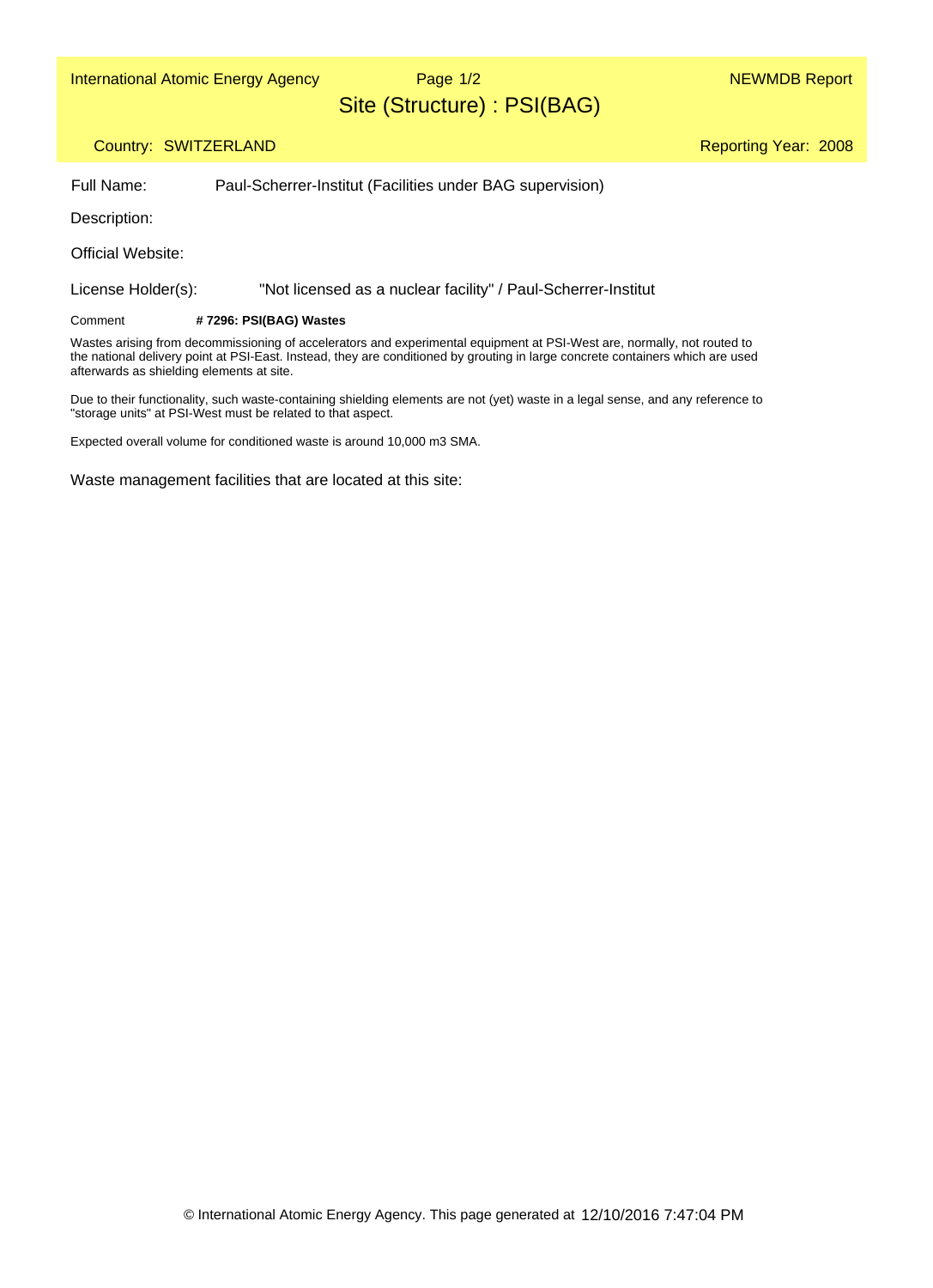# Site (Structure) : PSI(BAG)

International Atomic Energy Agency — NEWMDB Report

Country: SWITZERLAND

Reporting Year: 2008

Full Name: Paul-Scherrer-Institut (Facilities under BAG supervision)

Description:

Official Website:

License Holder(s): "Not licensed as a nuclear facility" / Paul-Scherrer-Institut

Comment **# 7296: PSI(BAG) Wastes**

Wastes arising from decommissioning of accelerators and experimental equipment at PSI-West are, normally, not routed to the national delivery point at PSI-East. Instead, they are conditioned by grouting in large concrete containers which are used afterwards as shielding elements at site.

Due to their functionality, such waste-containing shielding elements are not (yet) waste in a legal sense, and any reference to "storage units" at PSI-West must be related to that aspect.

Expected overall volume for conditioned waste is around 10,000 m3 SMA.

Waste management facilities that are located at this site: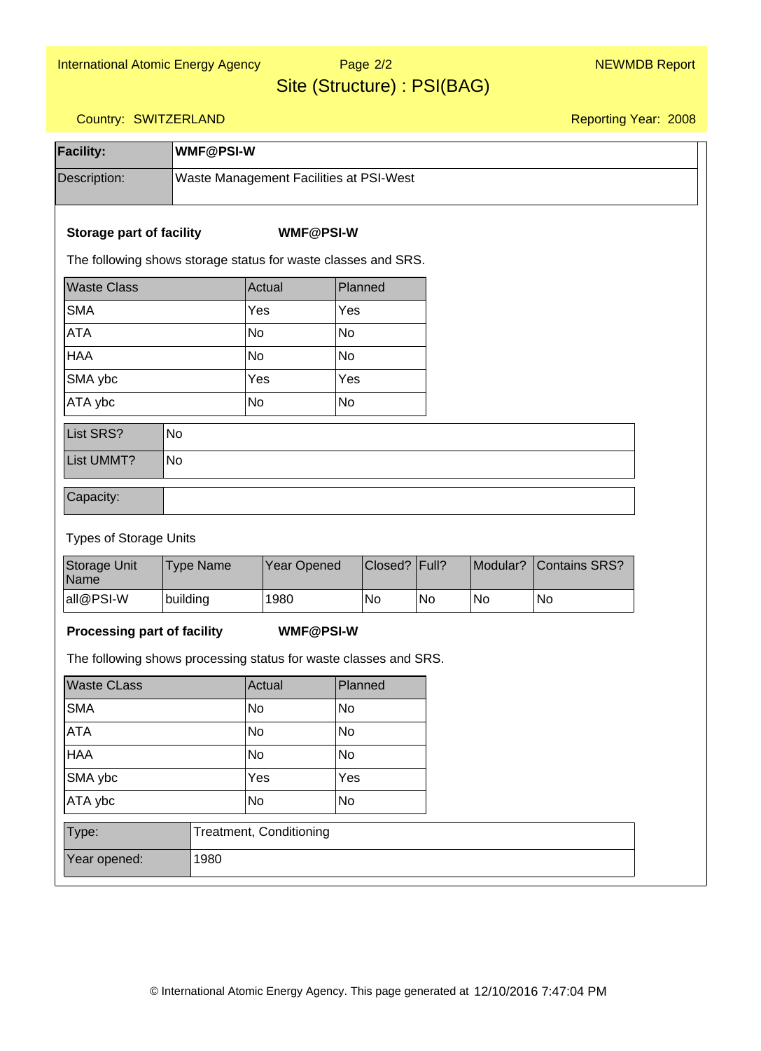## Site (Structure) : PSI(BAG)

Country: SWITZERLAND

Reporting Year: 2008

| | |
|---|---|
| **Facility:** | **WMF@PSI-W** |
| Description: | Waste Management Facilities at PSI-West |

**Storage part of facility** **WMF@PSI-W**

The following shows storage status for waste classes and SRS.

| Waste Class | Actual | Planned |
|---|---|---|
| SMA | Yes | Yes |
| ATA | No | No |
| HAA | No | No |
| SMA ybc | Yes | Yes |
| ATA ybc | No | No |

| | |
|---|---|
| List SRS? | No |
| List UMMT? | No |

| | |
|---|---|
| Capacity: | |

Types of Storage Units

| Storage Unit Name | Type Name | Year Opened | Closed? | Full? | Modular? | Contains SRS? |
|---|---|---|---|---|---|---|
| all@PSI-W | building | 1980 | No | No | No | No |

**Processing part of facility** **WMF@PSI-W**

The following shows processing status for waste classes and SRS.

| Waste CLass | Actual | Planned |
|---|---|---|
| SMA | No | No |
| ATA | No | No |
| HAA | No | No |
| SMA ybc | Yes | Yes |
| ATA ybc | No | No |

| | |
|---|---|
| Type: | Treatment, Conditioning |
| Year opened: | 1980 |